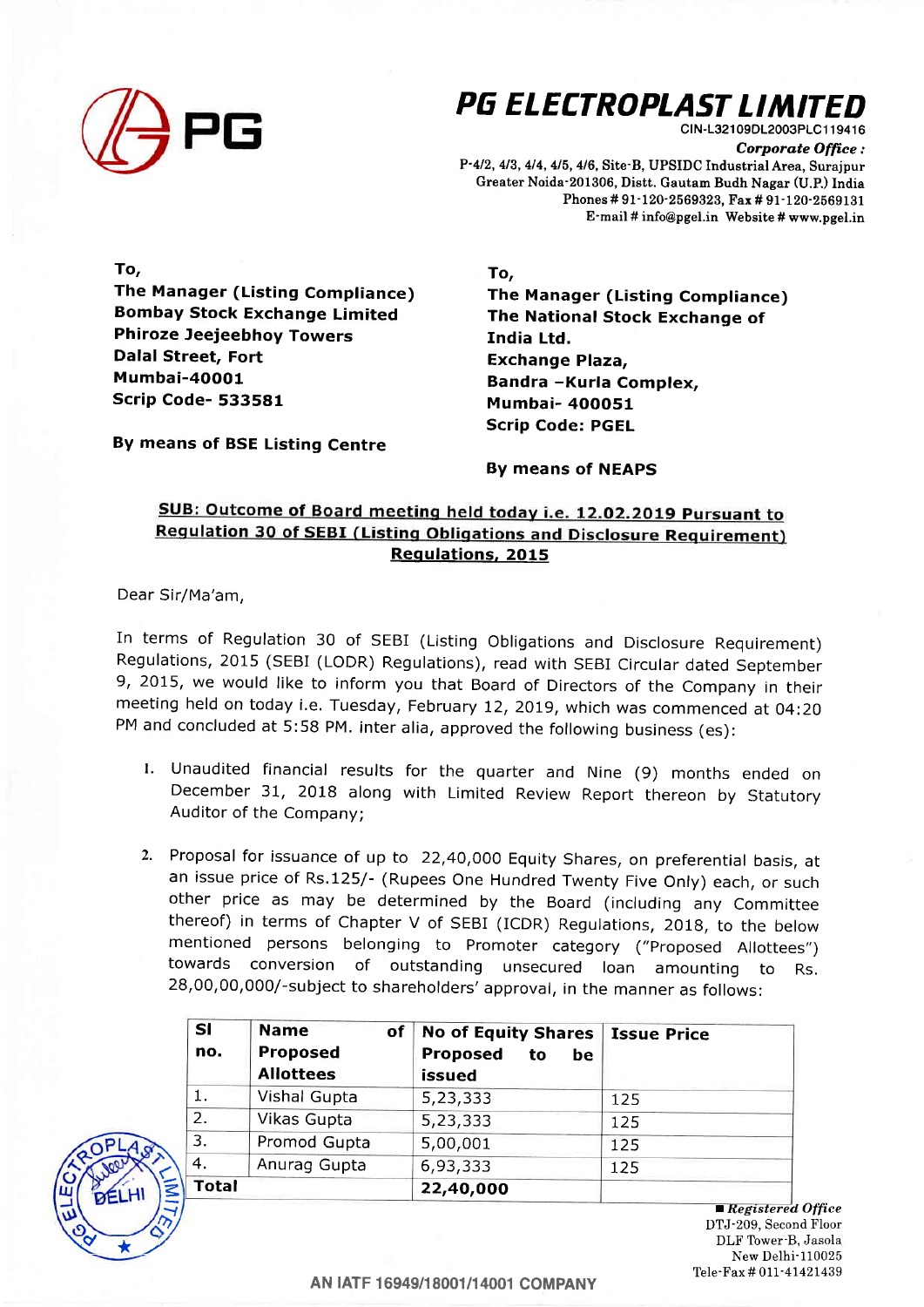# PG ELECTROPLAST LIMITED

CIN-L32109DL2003PLC119416

*Corporate Office :*
P-4/2, 4/3, 4/4, 4/5, 4/6, Site-B, UPSIDC Industrial Area, Surajpur
Greater Noida-201306, Distt. Gautam Budh Nagar (U.P.) India
Phones # 91-120-2569323, Fax # 91-120-2569131
E-mail # info@pgel.in Website # www.pgel.in

**To,**
**The Manager (Listing Compliance)**
**Bombay Stock Exchange Limited**
**Phiroze Jeejeebhoy Towers**
**Dalal Street, Fort**
**Mumbai-40001**
**Scrip Code- 533581**

**By means of BSE Listing Centre**

**To,**
**The Manager (Listing Compliance)**
**The National Stock Exchange of India Ltd.**
**Exchange Plaza,**
**Bandra –Kurla Complex,**
**Mumbai- 400051**
**Scrip Code: PGEL**

**By means of NEAPS**

**SUB: Outcome of Board meeting held today i.e. 12.02.2019 Pursuant to Regulation 30 of SEBI (Listing Obligations and Disclosure Requirement) Regulations, 2015**

Dear Sir/Ma'am,

In terms of Regulation 30 of SEBI (Listing Obligations and Disclosure Requirement) Regulations, 2015 (SEBI (LODR) Regulations), read with SEBI Circular dated September 9, 2015, we would like to inform you that Board of Directors of the Company in their meeting held on today i.e. Tuesday, February 12, 2019, which was commenced at 04:20 PM and concluded at 5:58 PM. inter alia, approved the following business (es):

1. Unaudited financial results for the quarter and Nine (9) months ended on December 31, 2018 along with Limited Review Report thereon by Statutory Auditor of the Company;

2. Proposal for issuance of up to 22,40,000 Equity Shares, on preferential basis, at an issue price of Rs.125/- (Rupees One Hundred Twenty Five Only) each, or such other price as may be determined by the Board (including any Committee thereof) in terms of Chapter V of SEBI (ICDR) Regulations, 2018, to the below mentioned persons belonging to Promoter category ("Proposed Allottees") towards conversion of outstanding unsecured loan amounting to Rs. 28,00,00,000/-subject to shareholders' approval, in the manner as follows:

| Sl no. | Name of Proposed Allottees | No of Equity Shares Proposed to be issued | Issue Price |
|---|---|---|---|
| 1. | Vishal Gupta | 5,23,333 | 125 |
| 2. | Vikas Gupta | 5,23,333 | 125 |
| 3. | Promod Gupta | 5,00,001 | 125 |
| 4. | Anurag Gupta | 6,93,333 | 125 |
| **Total** | | **22,40,000** | |

***Registered Office***
DTJ-209, Second Floor
DLF Tower-B, Jasola
New Delhi-110025
Tele-Fax # 011-41421439

AN IATF 16949/18001/14001 COMPANY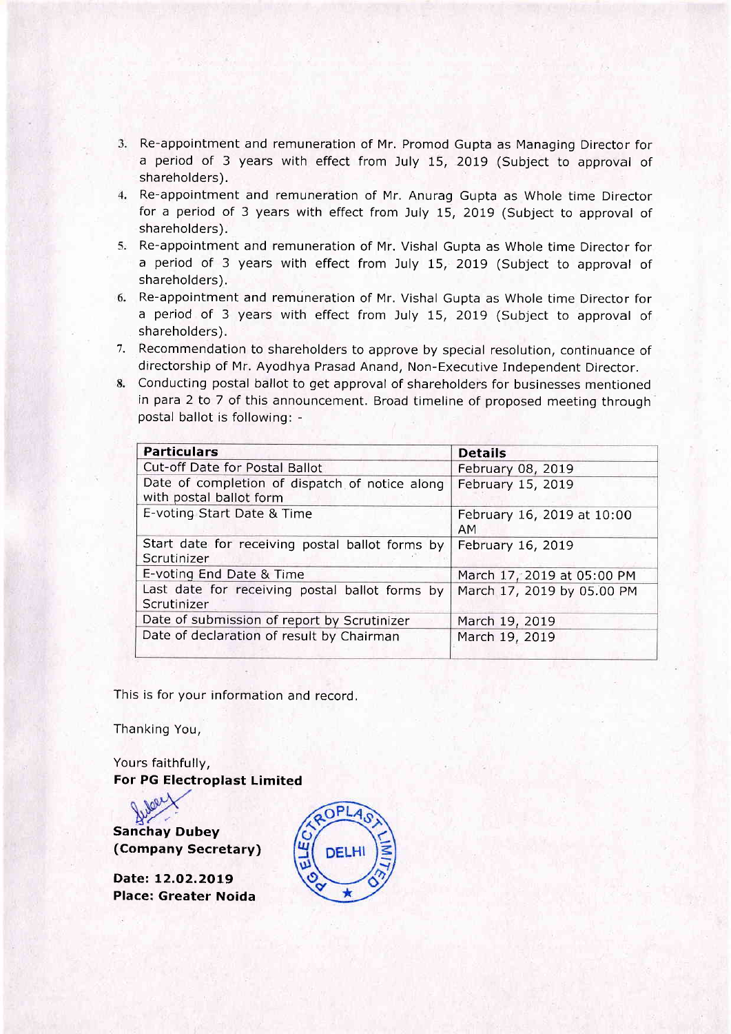3. Re-appointment and remuneration of Mr. Promod Gupta as Managing Director for a period of 3 years with effect from July 15, 2019 (Subject to approval of shareholders).
4. Re-appointment and remuneration of Mr. Anurag Gupta as Whole time Director for a period of 3 years with effect from July 15, 2019 (Subject to approval of shareholders).
5. Re-appointment and remuneration of Mr. Vishal Gupta as Whole time Director for a period of 3 years with effect from July 15, 2019 (Subject to approval of shareholders).
6. Re-appointment and remuneration of Mr. Vishal Gupta as Whole time Director for a period of 3 years with effect from July 15, 2019 (Subject to approval of shareholders).
7. Recommendation to shareholders to approve by special resolution, continuance of directorship of Mr. Ayodhya Prasad Anand, Non-Executive Independent Director.
8. Conducting postal ballot to get approval of shareholders for businesses mentioned in para 2 to 7 of this announcement. Broad timeline of proposed meeting through postal ballot is following: -

| Particulars | Details |
|---|---|
| Cut-off Date for Postal Ballot | February 08, 2019 |
| Date of completion of dispatch of notice along with postal ballot form | February 15, 2019 |
| E-voting Start Date & Time | February 16, 2019 at 10:00 AM |
| Start date for receiving postal ballot forms by Scrutinizer | February 16, 2019 |
| E-voting End Date & Time | March 17, 2019 at 05:00 PM |
| Last date for receiving postal ballot forms by Scrutinizer | March 17, 2019 by 05.00 PM |
| Date of submission of report by Scrutinizer | March 19, 2019 |
| Date of declaration of result by Chairman | March 19, 2019 |

This is for your information and record.

Thanking You,

Yours faithfully,
**For PG Electroplast Limited**

**Sanchay Dubey**
**(Company Secretary)**

**Date: 12.02.2019**
**Place: Greater Noida**